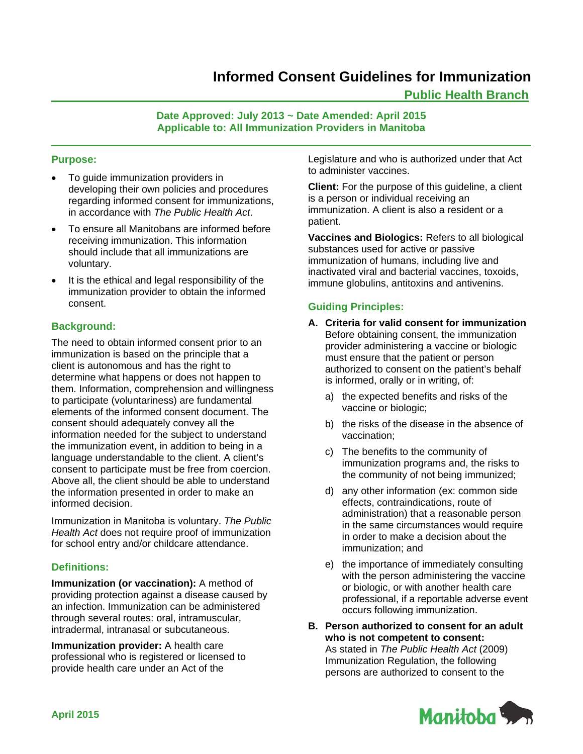# Informed Consent Guidelines for Immunization

## Public Health Branch

**Date Approved: July 2013 ~ Date Amended: April 2015**
**Applicable to: All Immunization Providers in Manitoba**

### Purpose:

- To guide immunization providers in developing their own policies and procedures regarding informed consent for immunizations, in accordance with *The Public Health Act*.
- To ensure all Manitobans are informed before receiving immunization. This information should include that all immunizations are voluntary.
- It is the ethical and legal responsibility of the immunization provider to obtain the informed consent.

### Background:

The need to obtain informed consent prior to an immunization is based on the principle that a client is autonomous and has the right to determine what happens or does not happen to them. Information, comprehension and willingness to participate (voluntariness) are fundamental elements of the informed consent document. The consent should adequately convey all the information needed for the subject to understand the immunization event, in addition to being in a language understandable to the client. A client's consent to participate must be free from coercion. Above all, the client should be able to understand the information presented in order to make an informed decision.

Immunization in Manitoba is voluntary. *The Public Health Act* does not require proof of immunization for school entry and/or childcare attendance.

### Definitions:

**Immunization (or vaccination):** A method of providing protection against a disease caused by an infection. Immunization can be administered through several routes: oral, intramuscular, intradermal, intranasal or subcutaneous.

**Immunization provider:** A health care professional who is registered or licensed to provide health care under an Act of the Legislature and who is authorized under that Act to administer vaccines.

**Client:** For the purpose of this guideline, a client is a person or individual receiving an immunization. A client is also a resident or a patient.

**Vaccines and Biologics:** Refers to all biological substances used for active or passive immunization of humans, including live and inactivated viral and bacterial vaccines, toxoids, immune globulins, antitoxins and antivenins.

### Guiding Principles:

**A. Criteria for valid consent for immunization**
Before obtaining consent, the immunization provider administering a vaccine or biologic must ensure that the patient or person authorized to consent on the patient's behalf is informed, orally or in writing, of:

a) the expected benefits and risks of the vaccine or biologic;

b) the risks of the disease in the absence of vaccination;

c) The benefits to the community of immunization programs and, the risks to the community of not being immunized;

d) any other information (ex: common side effects, contraindications, route of administration) that a reasonable person in the same circumstances would require in order to make a decision about the immunization; and

e) the importance of immediately consulting with the person administering the vaccine or biologic, or with another health care professional, if a reportable adverse event occurs following immunization.

**B. Person authorized to consent for an adult who is not competent to consent:**
As stated in *The Public Health Act* (2009) Immunization Regulation, the following persons are authorized to consent to the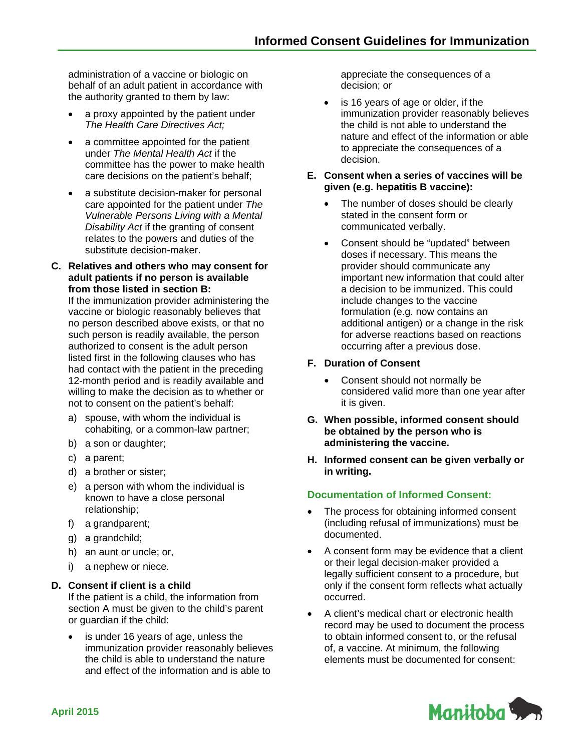administration of a vaccine or biologic on behalf of an adult patient in accordance with the authority granted to them by law:

- a proxy appointed by the patient under *The Health Care Directives Act;*
- a committee appointed for the patient under *The Mental Health Act* if the committee has the power to make health care decisions on the patient's behalf;
- a substitute decision-maker for personal care appointed for the patient under *The Vulnerable Persons Living with a Mental Disability Act* if the granting of consent relates to the powers and duties of the substitute decision-maker.

**C. Relatives and others who may consent for adult patients if no person is available from those listed in section B:**

If the immunization provider administering the vaccine or biologic reasonably believes that no person described above exists, or that no such person is readily available, the person authorized to consent is the adult person listed first in the following clauses who has had contact with the patient in the preceding 12-month period and is readily available and willing to make the decision as to whether or not to consent on the patient's behalf:

a) spouse, with whom the individual is cohabiting, or a common-law partner;
b) a son or daughter;
c) a parent;
d) a brother or sister;
e) a person with whom the individual is known to have a close personal relationship;
f) a grandparent;
g) a grandchild;
h) an aunt or uncle; or,
i) a nephew or niece.

**D. Consent if client is a child**

If the patient is a child, the information from section A must be given to the child's parent or guardian if the child:

- is under 16 years of age, unless the immunization provider reasonably believes the child is able to understand the nature and effect of the information and is able to appreciate the consequences of a decision; or
- is 16 years of age or older, if the immunization provider reasonably believes the child is not able to understand the nature and effect of the information or able to appreciate the consequences of a decision.

**E. Consent when a series of vaccines will be given (e.g. hepatitis B vaccine):**

- The number of doses should be clearly stated in the consent form or communicated verbally.
- Consent should be "updated" between doses if necessary. This means the provider should communicate any important new information that could alter a decision to be immunized. This could include changes to the vaccine formulation (e.g. now contains an additional antigen) or a change in the risk for adverse reactions based on reactions occurring after a previous dose.

**F. Duration of Consent**

- Consent should not normally be considered valid more than one year after it is given.

**G. When possible, informed consent should be obtained by the person who is administering the vaccine.**

**H. Informed consent can be given verbally or in writing.**

### Documentation of Informed Consent:

- The process for obtaining informed consent (including refusal of immunizations) must be documented.
- A consent form may be evidence that a client or their legal decision-maker provided a legally sufficient consent to a procedure, but only if the consent form reflects what actually occurred.
- A client's medical chart or electronic health record may be used to document the process to obtain informed consent to, or the refusal of, a vaccine. At minimum, the following elements must be documented for consent: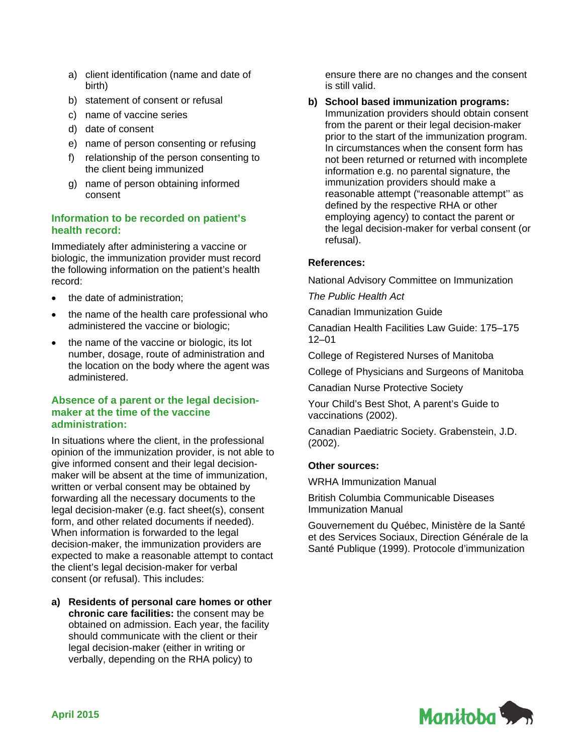a) client identification (name and date of birth)
b) statement of consent or refusal
c) name of vaccine series
d) date of consent
e) name of person consenting or refusing
f) relationship of the person consenting to the client being immunized
g) name of person obtaining informed consent

### Information to be recorded on patient's health record:

Immediately after administering a vaccine or biologic, the immunization provider must record the following information on the patient's health record:

- the date of administration;
- the name of the health care professional who administered the vaccine or biologic;
- the name of the vaccine or biologic, its lot number, dosage, route of administration and the location on the body where the agent was administered.

### Absence of a parent or the legal decision-maker at the time of the vaccine administration:

In situations where the client, in the professional opinion of the immunization provider, is not able to give informed consent and their legal decision-maker will be absent at the time of immunization, written or verbal consent may be obtained by forwarding all the necessary documents to the legal decision-maker (e.g. fact sheet(s), consent form, and other related documents if needed). When information is forwarded to the legal decision-maker, the immunization providers are expected to make a reasonable attempt to contact the client's legal decision-maker for verbal consent (or refusal). This includes:

**a) Residents of personal care homes or other chronic care facilities:** the consent may be obtained on admission. Each year, the facility should communicate with the client or their legal decision-maker (either in writing or verbally, depending on the RHA policy) to ensure there are no changes and the consent is still valid.

**b) School based immunization programs:** Immunization providers should obtain consent from the parent or their legal decision-maker prior to the start of the immunization program. In circumstances when the consent form has not been returned or returned with incomplete information e.g. no parental signature, the immunization providers should make a reasonable attempt ("reasonable attempt'' as defined by the respective RHA or other employing agency) to contact the parent or the legal decision-maker for verbal consent (or refusal).

**References:**

National Advisory Committee on Immunization

*The Public Health Act*

Canadian Immunization Guide

Canadian Health Facilities Law Guide: 175–175 12–01

College of Registered Nurses of Manitoba

College of Physicians and Surgeons of Manitoba

Canadian Nurse Protective Society

Your Child's Best Shot, A parent's Guide to vaccinations (2002).

Canadian Paediatric Society. Grabenstein, J.D. (2002).

**Other sources:**

WRHA Immunization Manual

British Columbia Communicable Diseases Immunization Manual

Gouvernement du Québec, Ministère de la Santé et des Services Sociaux, Direction Générale de la Santé Publique (1999). Protocole d'immunization